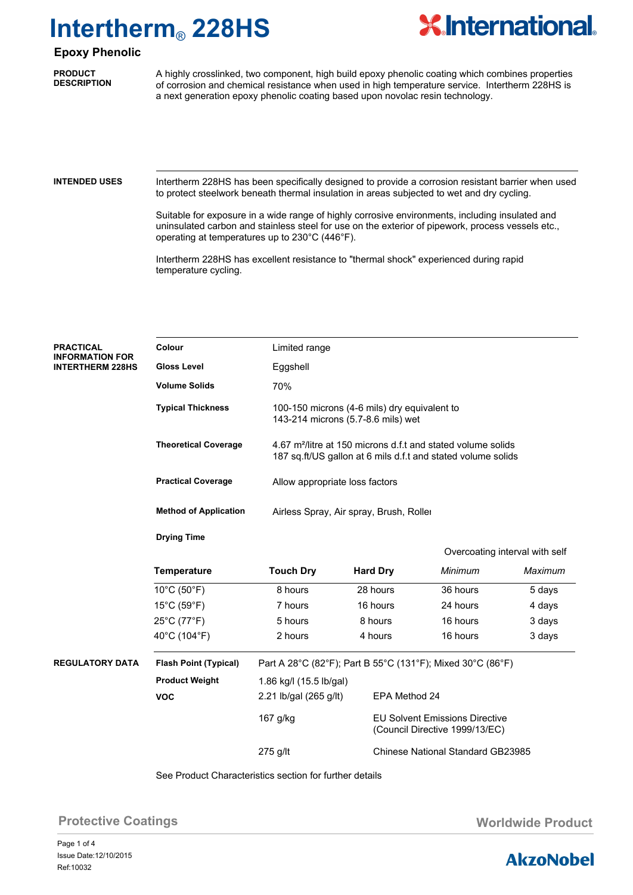# Intertherm® 228HS

## Epoxy Phenolic

**PRODUCT DESCRIPTION**

A highly crosslinked, two component, high build epoxy phenolic coating which combines properties of corrosion and chemical resistance when used in high temperature service. Intertherm 228HS is a next generation epoxy phenolic coating based upon novolac resin technology.

**INTENDED USES**

Intertherm 228HS has been specifically designed to provide a corrosion resistant barrier when used to protect steelwork beneath thermal insulation in areas subjected to wet and dry cycling.

Suitable for exposure in a wide range of highly corrosive environments, including insulated and uninsulated carbon and stainless steel for use on the exterior of pipework, process vessels etc., operating at temperatures up to 230°C (446°F).

Intertherm 228HS has excellent resistance to "thermal shock" experienced during rapid temperature cycling.

**PRACTICAL INFORMATION FOR INTERTHERM 228HS**

| | |
|---|---|
| **Colour** | Limited range |
| **Gloss Level** | Eggshell |
| **Volume Solids** | 70% |
| **Typical Thickness** | 100-150 microns (4-6 mils) dry equivalent to 143-214 microns (5.7-8.6 mils) wet |
| **Theoretical Coverage** | 4.67 m²/litre at 150 microns d.f.t and stated volume solids<br>187 sq.ft/US gallon at 6 mils d.f.t and stated volume solids |
| **Practical Coverage** | Allow appropriate loss factors |
| **Method of Application** | Airless Spray, Air spray, Brush, Roller |

**Drying Time**

| Temperature | Touch Dry | Hard Dry | Overcoating interval with self *Minimum* | *Maximum* |
|---|---|---|---|---|
| 10°C (50°F) | 8 hours | 28 hours | 36 hours | 5 days |
| 15°C (59°F) | 7 hours | 16 hours | 24 hours | 4 days |
| 25°C (77°F) | 5 hours | 8 hours | 16 hours | 3 days |
| 40°C (104°F) | 2 hours | 4 hours | 16 hours | 3 days |

**REGULATORY DATA**

| | | |
|---|---|---|
| **Flash Point (Typical)** | Part A 28°C (82°F); Part B 55°C (131°F); Mixed 30°C (86°F) | |
| **Product Weight** | 1.86 kg/l (15.5 lb/gal) | |
| **VOC** | 2.21 lb/gal (265 g/lt) | EPA Method 24 |
| | 167 g/kg | EU Solvent Emissions Directive (Council Directive 1999/13/EC) |
| | 275 g/lt | Chinese National Standard GB23985 |

See Product Characteristics section for further details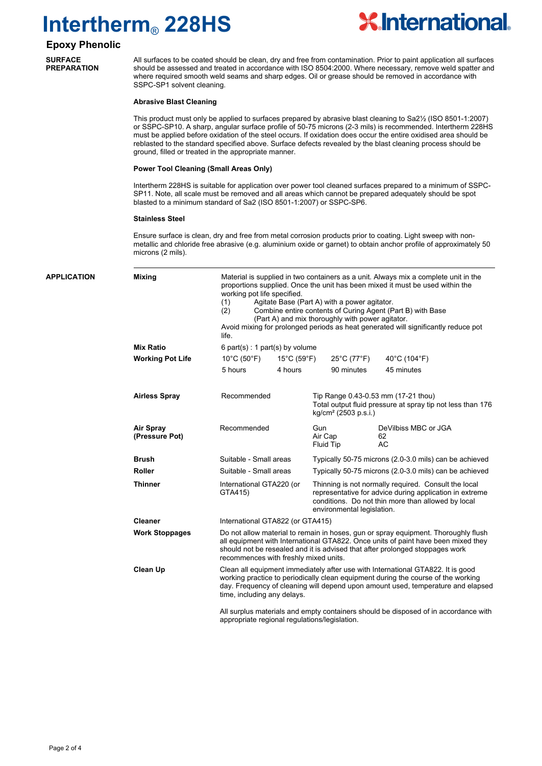# Intertherm® 228HS

## Epoxy Phenolic

### SURFACE PREPARATION

All surfaces to be coated should be clean, dry and free from contamination. Prior to paint application all surfaces should be assessed and treated in accordance with ISO 8504:2000. Where necessary, remove weld spatter and where required smooth weld seams and sharp edges. Oil or grease should be removed in accordance with SSPC-SP1 solvent cleaning.

**Abrasive Blast Cleaning**

This product must only be applied to surfaces prepared by abrasive blast cleaning to Sa2½ (ISO 8501-1:2007) or SSPC-SP10. A sharp, angular surface profile of 50-75 microns (2-3 mils) is recommended. Intertherm 228HS must be applied before oxidation of the steel occurs. If oxidation does occur the entire oxidised area should be reblasted to the standard specified above. Surface defects revealed by the blast cleaning process should be ground, filled or treated in the appropriate manner.

**Power Tool Cleaning (Small Areas Only)**

Intertherm 228HS is suitable for application over power tool cleaned surfaces prepared to a minimum of SSPC-SP11. Note, all scale must be removed and all areas which cannot be prepared adequately should be spot blasted to a minimum standard of Sa2 (ISO 8501-1:2007) or SSPC-SP6.

**Stainless Steel**

Ensure surface is clean, dry and free from metal corrosion products prior to coating. Light sweep with non-metallic and chloride free abrasive (e.g. aluminium oxide or garnet) to obtain anchor profile of approximately 50 microns (2 mils).

### APPLICATION

**Mixing**

Material is supplied in two containers as a unit. Always mix a complete unit in the proportions supplied. Once the unit has been mixed it must be used within the working pot life specified.

(1) Agitate Base (Part A) with a power agitator.
(2) Combine entire contents of Curing Agent (Part B) with Base (Part A) and mix thoroughly with power agitator.

Avoid mixing for prolonged periods as heat generated will significantly reduce pot life.

**Mix Ratio**

6 part(s) : 1 part(s) by volume

**Working Pot Life**

| 10°C (50°F) | 15°C (59°F) | 25°C (77°F) | 40°C (104°F) |
|---|---|---|---|
| 5 hours | 4 hours | 90 minutes | 45 minutes |

| | | | |
|---|---|---|---|
| **Airless Spray** | Recommended | Tip Range 0.43-0.53 mm (17-21 thou)<br>Total output fluid pressure at spray tip not less than 176 kg/cm² (2503 p.s.i.) | |
| **Air Spray (Pressure Pot)** | Recommended | Gun<br>Air Cap<br>Fluid Tip | DeVilbiss MBC or JGA<br>62<br>AC |
| **Brush** | Suitable - Small areas | Typically 50-75 microns (2.0-3.0 mils) can be achieved | |
| **Roller** | Suitable - Small areas | Typically 50-75 microns (2.0-3.0 mils) can be achieved | |
| **Thinner** | International GTA220 (or GTA415) | Thinning is not normally required. Consult the local representative for advice during application in extreme conditions. Do not thin more than allowed by local environmental legislation. | |

**Cleaner**

International GTA822 (or GTA415)

**Work Stoppages**

Do not allow material to remain in hoses, gun or spray equipment. Thoroughly flush all equipment with International GTA822. Once units of paint have been mixed they should not be resealed and it is advised that after prolonged stoppages work recommences with freshly mixed units.

**Clean Up**

Clean all equipment immediately after use with International GTA822. It is good working practice to periodically clean equipment during the course of the working day. Frequency of cleaning will depend upon amount used, temperature and elapsed time, including any delays.

All surplus materials and empty containers should be disposed of in accordance with appropriate regional regulations/legislation.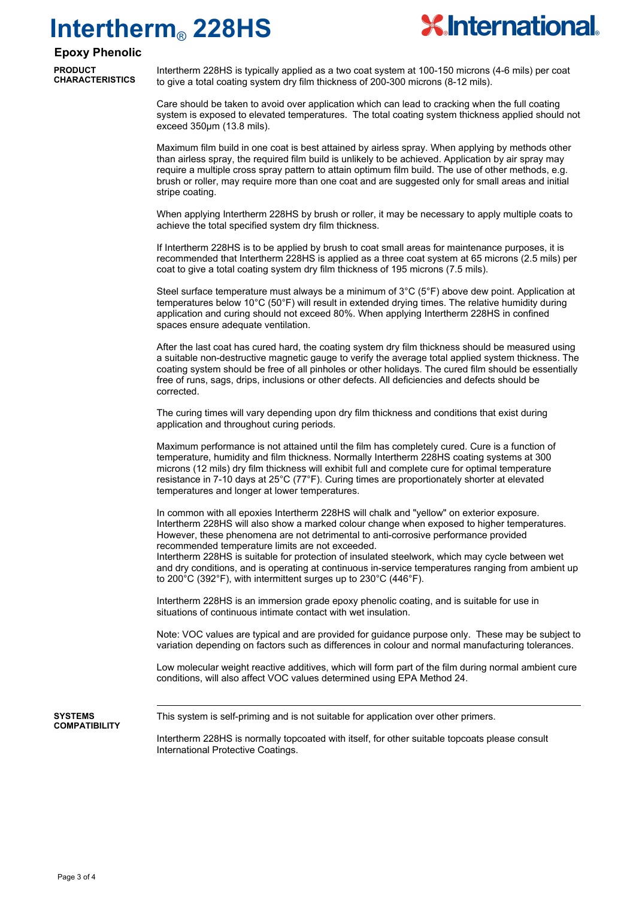# Intertherm® 228HS

## Epoxy Phenolic

**PRODUCT CHARACTERISTICS**

Intertherm 228HS is typically applied as a two coat system at 100-150 microns (4-6 mils) per coat to give a total coating system dry film thickness of 200-300 microns (8-12 mils).

Care should be taken to avoid over application which can lead to cracking when the full coating system is exposed to elevated temperatures. The total coating system thickness applied should not exceed 350μm (13.8 mils).

Maximum film build in one coat is best attained by airless spray. When applying by methods other than airless spray, the required film build is unlikely to be achieved. Application by air spray may require a multiple cross spray pattern to attain optimum film build. The use of other methods, e.g. brush or roller, may require more than one coat and are suggested only for small areas and initial stripe coating.

When applying Intertherm 228HS by brush or roller, it may be necessary to apply multiple coats to achieve the total specified system dry film thickness.

If Intertherm 228HS is to be applied by brush to coat small areas for maintenance purposes, it is recommended that Intertherm 228HS is applied as a three coat system at 65 microns (2.5 mils) per coat to give a total coating system dry film thickness of 195 microns (7.5 mils).

Steel surface temperature must always be a minimum of 3°C (5°F) above dew point. Application at temperatures below 10°C (50°F) will result in extended drying times. The relative humidity during application and curing should not exceed 80%. When applying Intertherm 228HS in confined spaces ensure adequate ventilation.

After the last coat has cured hard, the coating system dry film thickness should be measured using a suitable non-destructive magnetic gauge to verify the average total applied system thickness. The coating system should be free of all pinholes or other holidays. The cured film should be essentially free of runs, sags, drips, inclusions or other defects. All deficiencies and defects should be corrected.

The curing times will vary depending upon dry film thickness and conditions that exist during application and throughout curing periods.

Maximum performance is not attained until the film has completely cured. Cure is a function of temperature, humidity and film thickness. Normally Intertherm 228HS coating systems at 300 microns (12 mils) dry film thickness will exhibit full and complete cure for optimal temperature resistance in 7-10 days at 25°C (77°F). Curing times are proportionately shorter at elevated temperatures and longer at lower temperatures.

In common with all epoxies Intertherm 228HS will chalk and "yellow" on exterior exposure. Intertherm 228HS will also show a marked colour change when exposed to higher temperatures. However, these phenomena are not detrimental to anti-corrosive performance provided recommended temperature limits are not exceeded.
Intertherm 228HS is suitable for protection of insulated steelwork, which may cycle between wet and dry conditions, and is operating at continuous in-service temperatures ranging from ambient up to 200°C (392°F), with intermittent surges up to 230°C (446°F).

Intertherm 228HS is an immersion grade epoxy phenolic coating, and is suitable for use in situations of continuous intimate contact with wet insulation.

Note: VOC values are typical and are provided for guidance purpose only. These may be subject to variation depending on factors such as differences in colour and normal manufacturing tolerances.

Low molecular weight reactive additives, which will form part of the film during normal ambient cure conditions, will also affect VOC values determined using EPA Method 24.

**SYSTEMS COMPATIBILITY**

This system is self-priming and is not suitable for application over other primers.

Intertherm 228HS is normally topcoated with itself, for other suitable topcoats please consult International Protective Coatings.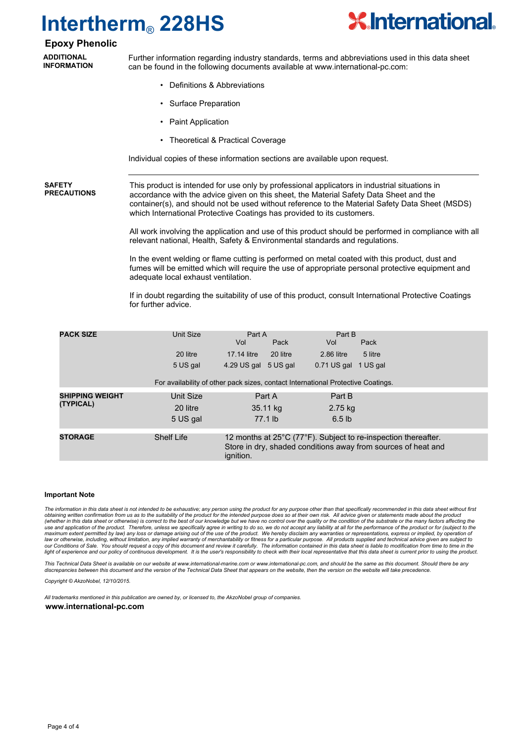# Intertherm® 228HS

## Epoxy Phenolic

**ADDITIONAL INFORMATION**

Further information regarding industry standards, terms and abbreviations used in this data sheet can be found in the following documents available at www.international-pc.com:

- Definitions & Abbreviations
- Surface Preparation
- Paint Application
- Theoretical & Practical Coverage

Individual copies of these information sections are available upon request.

**SAFETY PRECAUTIONS**

This product is intended for use only by professional applicators in industrial situations in accordance with the advice given on this sheet, the Material Safety Data Sheet and the container(s), and should not be used without reference to the Material Safety Data Sheet (MSDS) which International Protective Coatings has provided to its customers.

All work involving the application and use of this product should be performed in compliance with all relevant national, Health, Safety & Environmental standards and regulations.

In the event welding or flame cutting is performed on metal coated with this product, dust and fumes will be emitted which will require the use of appropriate personal protective equipment and adequate local exhaust ventilation.

If in doubt regarding the suitability of use of this product, consult International Protective Coatings for further advice.

**PACK SIZE**

| Unit Size | Part A | | Part B | |
|---|---|---|---|---|
| | Vol | Pack | Vol | Pack |
| 20 litre | 17.14 litre | 20 litre | 2.86 litre | 5 litre |
| 5 US gal | 4.29 US gal | 5 US gal | 0.71 US gal | 1 US gal |

For availability of other pack sizes, contact International Protective Coatings.

**SHIPPING WEIGHT (TYPICAL)**

| Unit Size | Part A | Part B |
|---|---|---|
| 20 litre | 35.11 kg | 2.75 kg |
| 5 US gal | 77.1 lb | 6.5 lb |

**STORAGE**

| | |
|---|---|
| Shelf Life | 12 months at 25°C (77°F). Subject to re-inspection thereafter. Store in dry, shaded conditions away from sources of heat and ignition. |

**Important Note**

*The information in this data sheet is not intended to be exhaustive; any person using the product for any purpose other than that specifically recommended in this data sheet without first obtaining written confirmation from us as to the suitability of the product for the intended purpose does so at their own risk. All advice given or statements made about the product (whether in this data sheet or otherwise) is correct to the best of our knowledge but we have no control over the quality or the condition of the substrate or the many factors affecting the use and application of the product. Therefore, unless we specifically agree in writing to do so, we do not accept any liability at all for the performance of the product or for (subject to the maximum extent permitted by law) any loss or damage arising out of the use of the product. We hereby disclaim any warranties or representations, express or implied, by operation of law or otherwise, including, without limitation, any implied warranty of merchantability or fitness for a particular purpose. All products supplied and technical advice given are subject to our Conditions of Sale. You should request a copy of this document and review it carefully. The information contained in this data sheet is liable to modification from time to time in the light of experience and our policy of continuous development. It is the user's responsibility to check with their local representative that this data sheet is current prior to using the product.*

*This Technical Data Sheet is available on our website at www.international-marine.com or www.international-pc.com, and should be the same as this document. Should there be any discrepancies between this document and the version of the Technical Data Sheet that appears on the website, then the version on the website will take precedence.*

*Copyright © AkzoNobel, 12/10/2015.*

*All trademarks mentioned in this publication are owned by, or licensed to, the AkzoNobel group of companies.*

**www.international-pc.com**